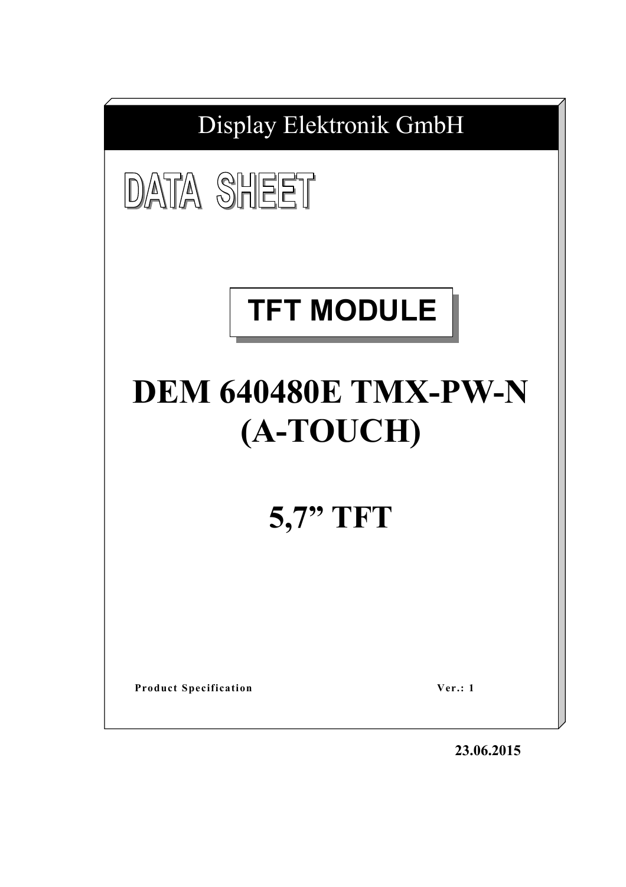Display Elektronik GmbH

# DATA SHEET

## TFT MODULE

# DEM 640480E TMX-PW-N (A-TOUCH)

# 5,7” TFT

**Product Specification** **Ver.: 1**

**23.06.2015**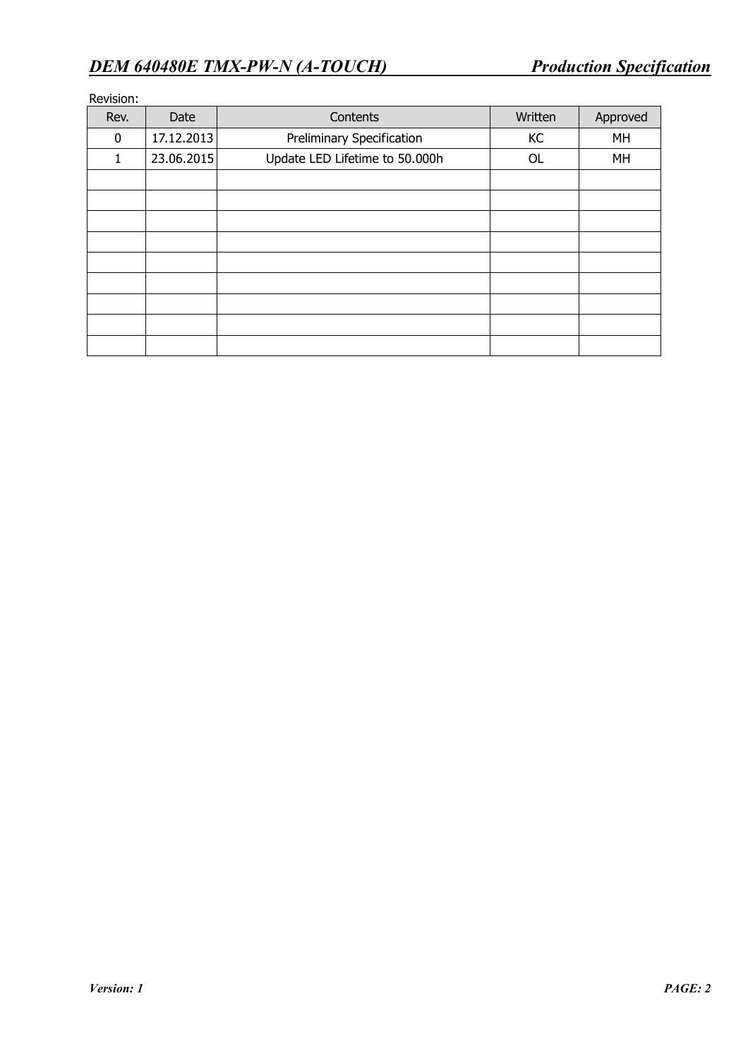Revision:

| Rev. | Date | Contents | Written | Approved |
|---|---|---|---|---|
| 0 | 17.12.2013 | Preliminary Specification | KC | MH |
| 1 | 23.06.2015 | Update LED Lifetime to 50.000h | OL | MH |
| | | | | |
| | | | | |
| | | | | |
| | | | | |
| | | | | |
| | | | | |
| | | | | |
| | | | | |
| | | | | |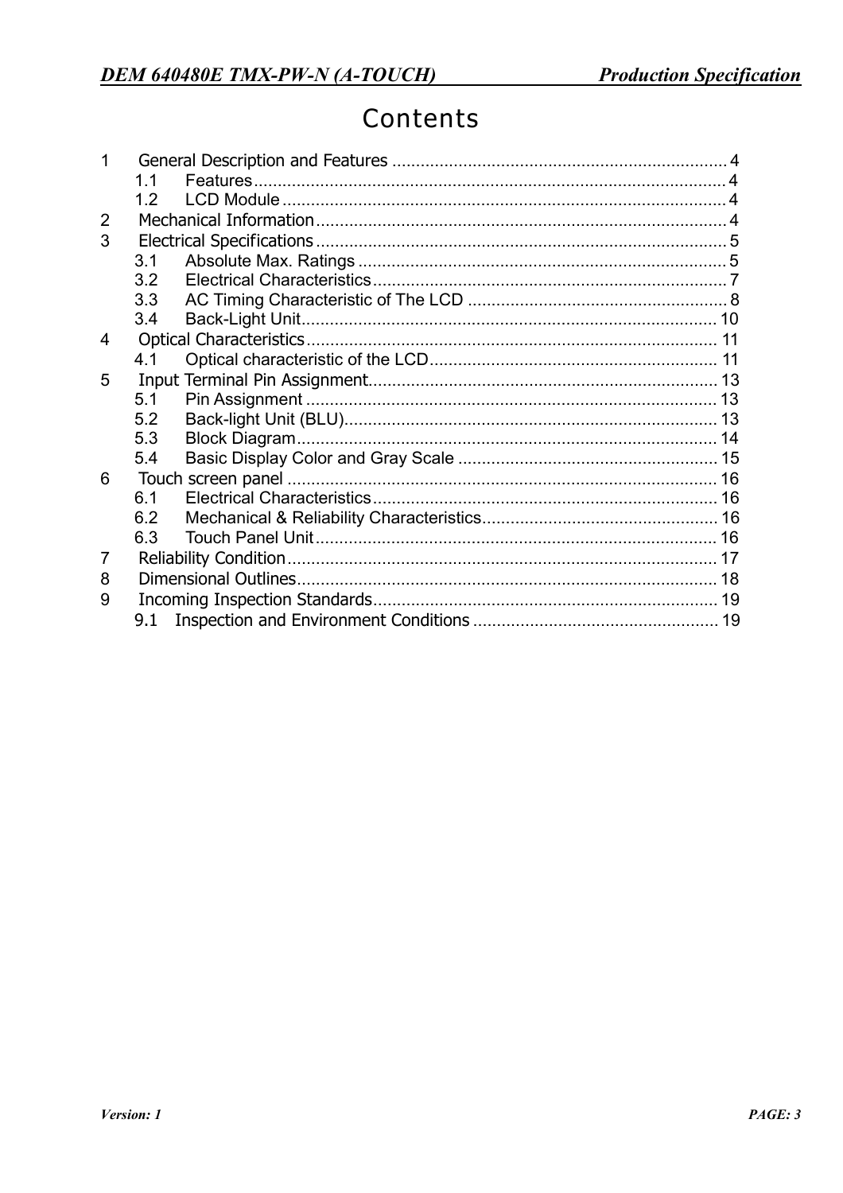# Contents

1 General Description and Features ........................................................................ 4
    1.1 Features ........................................................................................................ 4
    1.2 LCD Module ................................................................................................. 4
2 Mechanical Information ........................................................................................ 4
3 Electrical Specifications ........................................................................................ 5
    3.1 Absolute Max. Ratings ................................................................................. 5
    3.2 Electrical Characteristics .............................................................................. 7
    3.3 AC Timing Characteristic of The LCD ........................................................ 8
    3.4 Back-Light Unit ............................................................................................ 10
4 Optical Characteristics .......................................................................................... 11
    4.1 Optical characteristic of the LCD ................................................................ 11
5 Input Terminal Pin Assignment ............................................................................ 13
    5.1 Pin Assignment ............................................................................................ 13
    5.2 Back-light Unit (BLU) .................................................................................. 13
    5.3 Block Diagram .............................................................................................. 14
    5.4 Basic Display Color and Gray Scale ............................................................ 15
6 Touch screen panel ............................................................................................... 16
    6.1 Electrical Characteristics .............................................................................. 16
    6.2 Mechanical & Reliability Characteristics ..................................................... 16
    6.3 Touch Panel Unit .......................................................................................... 16
7 Reliability Condition ............................................................................................. 17
8 Dimensional Outlines ............................................................................................ 18
9 Incoming Inspection Standards ............................................................................ 19
    9.1 Inspection and Environment Conditions ...................................................... 19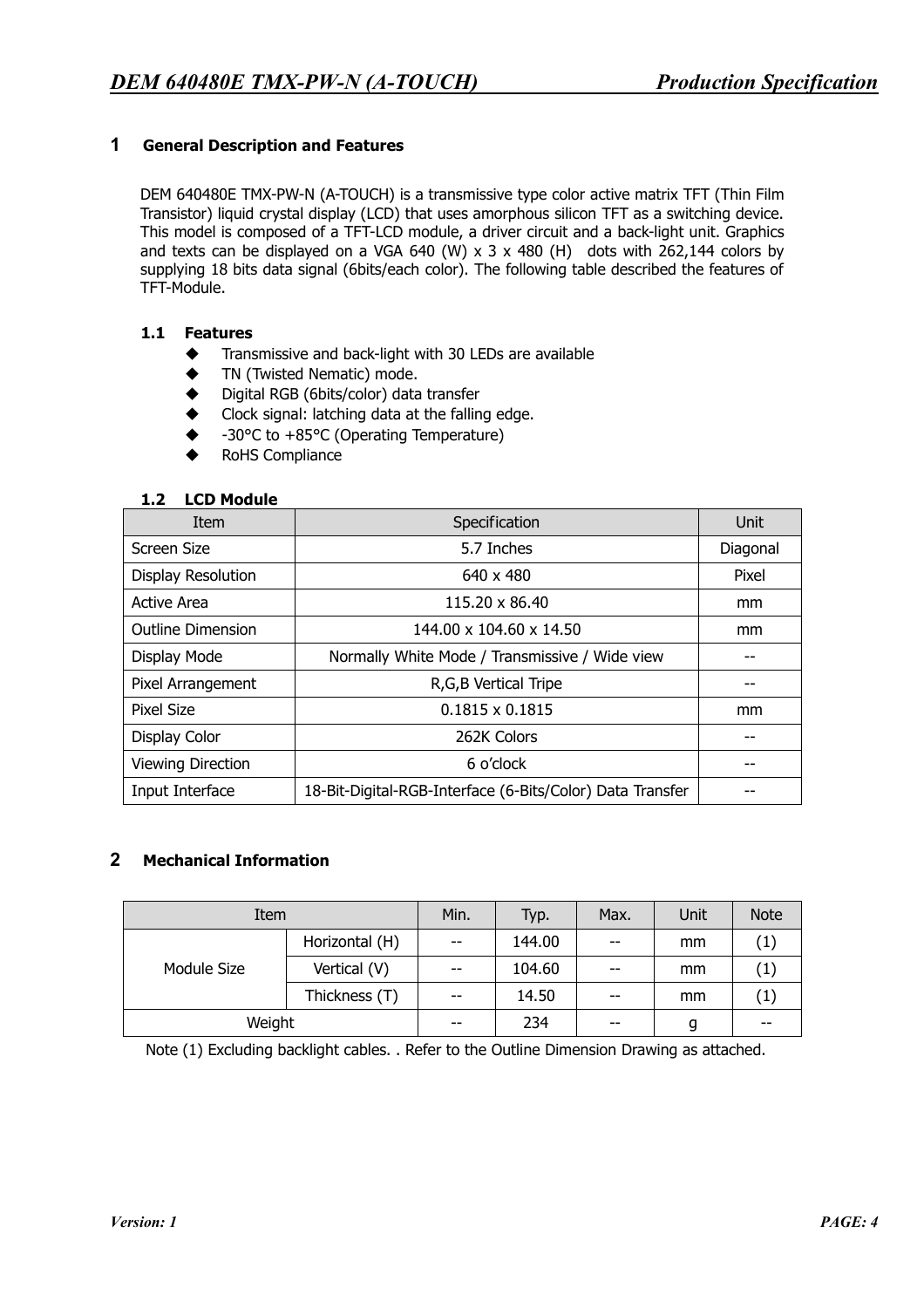# 1 General Description and Features

DEM 640480E TMX-PW-N (A-TOUCH) is a transmissive type color active matrix TFT (Thin Film Transistor) liquid crystal display (LCD) that uses amorphous silicon TFT as a switching device. This model is composed of a TFT-LCD module, a driver circuit and a back-light unit. Graphics and texts can be displayed on a VGA 640 (W) x 3 x 480 (H) dots with 262,144 colors by supplying 18 bits data signal (6bits/each color). The following table described the features of TFT-Module.

## 1.1 Features

- Transmissive and back-light with 30 LEDs are available
- TN (Twisted Nematic) mode.
- Digital RGB (6bits/color) data transfer
- Clock signal: latching data at the falling edge.
- -30°C to +85°C (Operating Temperature)
- RoHS Compliance

## 1.2 LCD Module

| Item | Specification | Unit |
|---|---|---|
| Screen Size | 5.7 Inches | Diagonal |
| Display Resolution | 640 x 480 | Pixel |
| Active Area | 115.20 x 86.40 | mm |
| Outline Dimension | 144.00 x 104.60 x 14.50 | mm |
| Display Mode | Normally White Mode / Transmissive / Wide view | -- |
| Pixel Arrangement | R,G,B Vertical Tripe | -- |
| Pixel Size | 0.1815 x 0.1815 | mm |
| Display Color | 262K Colors | -- |
| Viewing Direction | 6 o'clock | -- |
| Input Interface | 18-Bit-Digital-RGB-Interface (6-Bits/Color) Data Transfer | -- |

# 2 Mechanical Information

| Item | | Min. | Typ. | Max. | Unit | Note |
|---|---|---|---|---|---|---|
| Module Size | Horizontal (H) | -- | 144.00 | -- | mm | (1) |
| | Vertical (V) | -- | 104.60 | -- | mm | (1) |
| | Thickness (T) | -- | 14.50 | -- | mm | (1) |
| Weight | | -- | 234 | -- | g | -- |

Note (1) Excluding backlight cables. . Refer to the Outline Dimension Drawing as attached.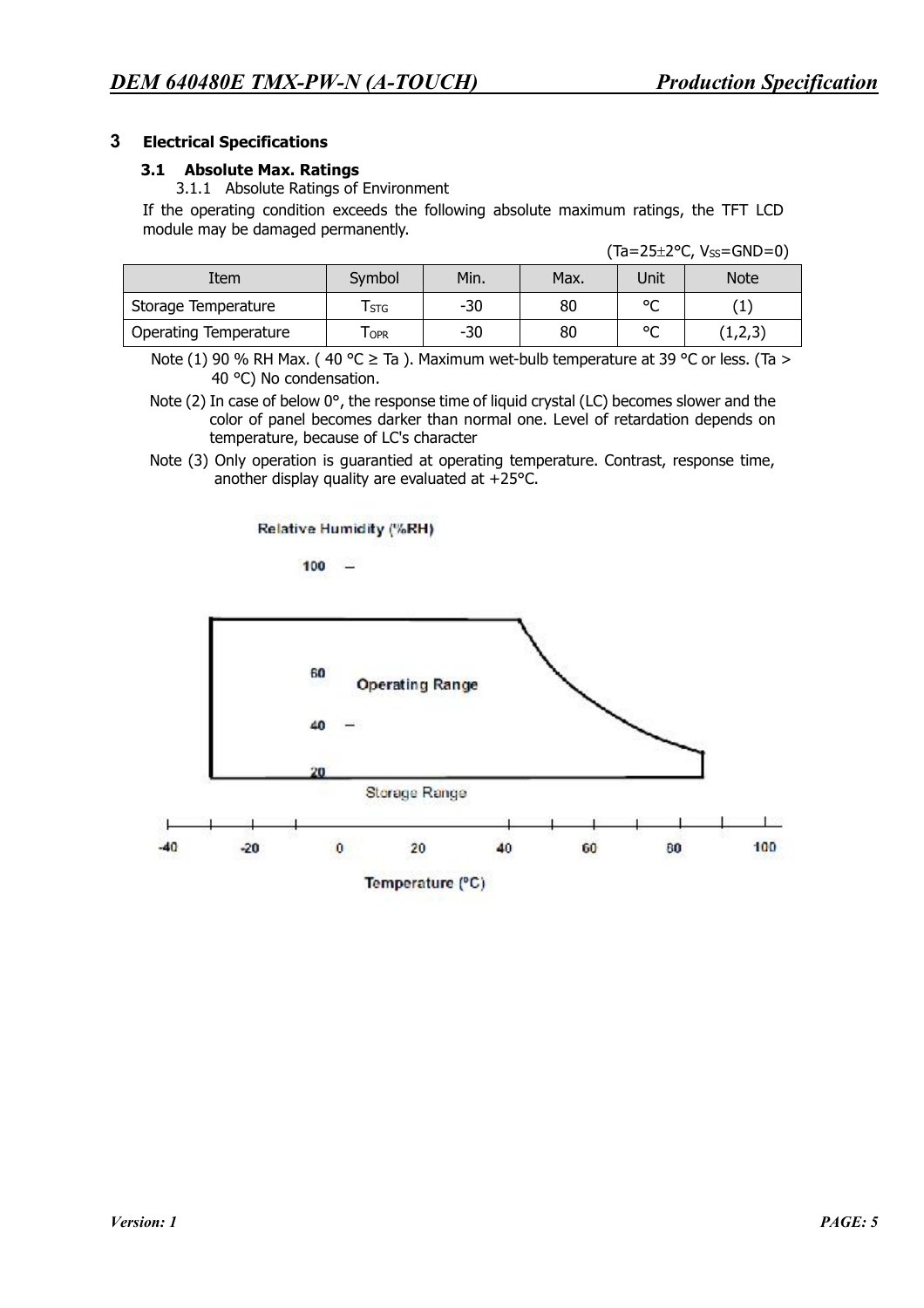# 3 Electrical Specifications

## 3.1 Absolute Max. Ratings

### 3.1.1 Absolute Ratings of Environment

If the operating condition exceeds the following absolute maximum ratings, the TFT LCD module may be damaged permanently.

(Ta=25±2°C, $V_{SS}$=GND=0)

| Item | Symbol | Min. | Max. | Unit | Note |
|---|---|---|---|---|---|
| Storage Temperature | $T_{STG}$ | -30 | 80 | °C | (1) |
| Operating Temperature | $T_{OPR}$ | -30 | 80 | °C | (1,2,3) |

Note (1) 90 % RH Max. ( 40 °C ≥ Ta ). Maximum wet-bulb temperature at 39 °C or less. (Ta > 40 °C) No condensation.

Note (2) In case of below 0°, the response time of liquid crystal (LC) becomes slower and the color of panel becomes darker than normal one. Level of retardation depends on temperature, because of LC's character

Note (3) Only operation is guarantied at operating temperature. Contrast, response time, another display quality are evaluated at +25°C.

Relative Humidity (%RH)

100 –

60 Operating Range

40 –

20

Storage Range

-40 -20 0 20 40 60 80 100

Temperature (°C)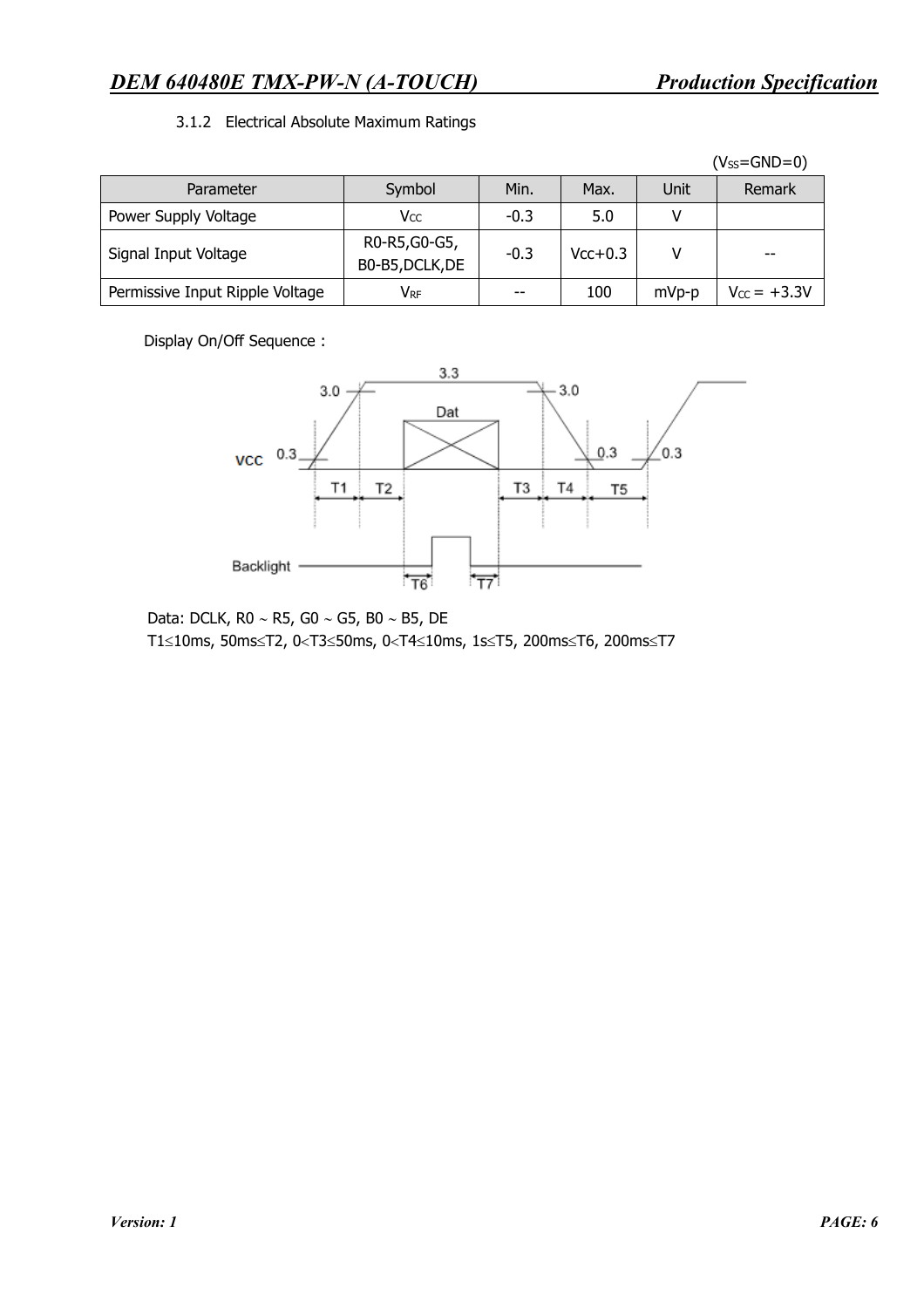### 3.1.2 Electrical Absolute Maximum Ratings

($V_{SS}$=GND=0)

| Parameter | Symbol | Min. | Max. | Unit | Remark |
|---|---|---|---|---|---|
| Power Supply Voltage | $V_{CC}$ | -0.3 | 5.0 | V | |
| Signal Input Voltage | R0-R5,G0-G5, B0-B5,DCLK,DE | -0.3 | Vcc+0.3 | V | -- |
| Permissive Input Ripple Voltage | $V_{RF}$ | -- | 100 | mVp-p | $V_{CC}$ = +3.3V |

Display On/Off Sequence :

Data: DCLK, R0 ~ R5, G0 ~ G5, B0 ~ B5, DE

T1≤10ms, 50ms≤T2, 0<T3≤50ms, 0<T4≤10ms, 1s≤T5, 200ms≤T6, 200ms≤T7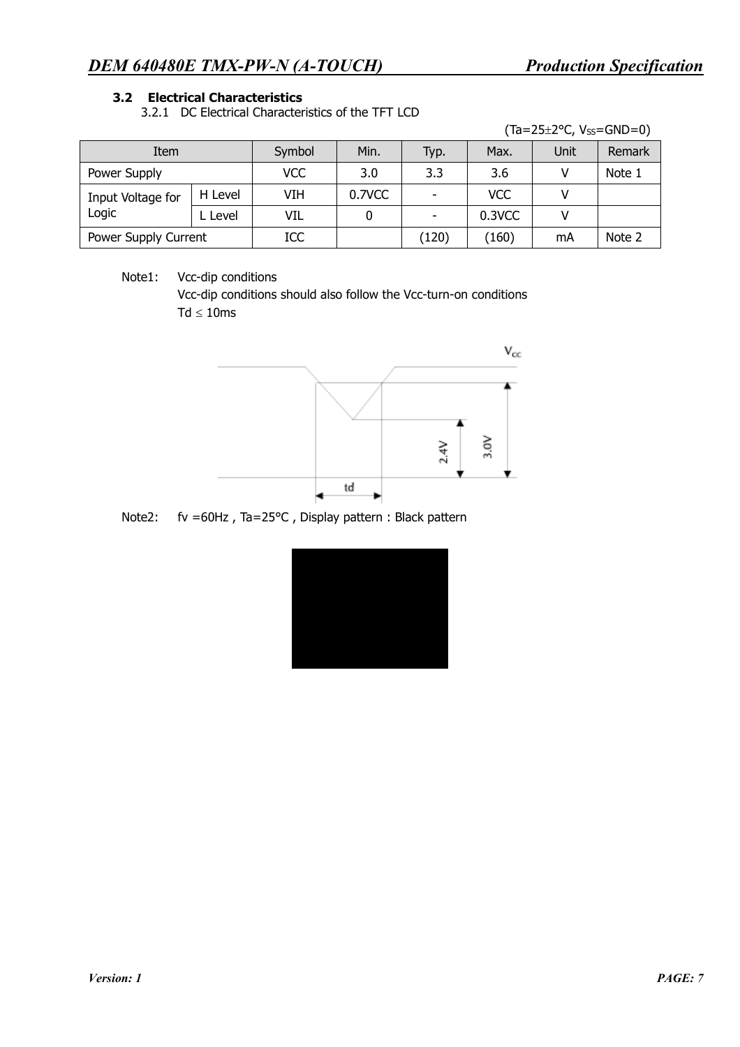### 3.2 Electrical Characteristics

3.2.1 DC Electrical Characteristics of the TFT LCD

(Ta=25±2°C, $V_{SS}$=GND=0)

| Item | | Symbol | Min. | Typ. | Max. | Unit | Remark |
|---|---|---|---|---|---|---|---|
| Power Supply | | VCC | 3.0 | 3.3 | 3.6 | V | Note 1 |
| Input Voltage for Logic | H Level | VIH | 0.7VCC | - | VCC | V | |
| | L Level | VIL | 0 | - | 0.3VCC | V | |
| Power Supply Current | | ICC | | (120) | (160) | mA | Note 2 |

Note1: Vcc-dip conditions

Vcc-dip conditions should also follow the Vcc-turn-on conditions

Td ≤ 10ms

Note2: fv =60Hz , Ta=25°C , Display pattern : Black pattern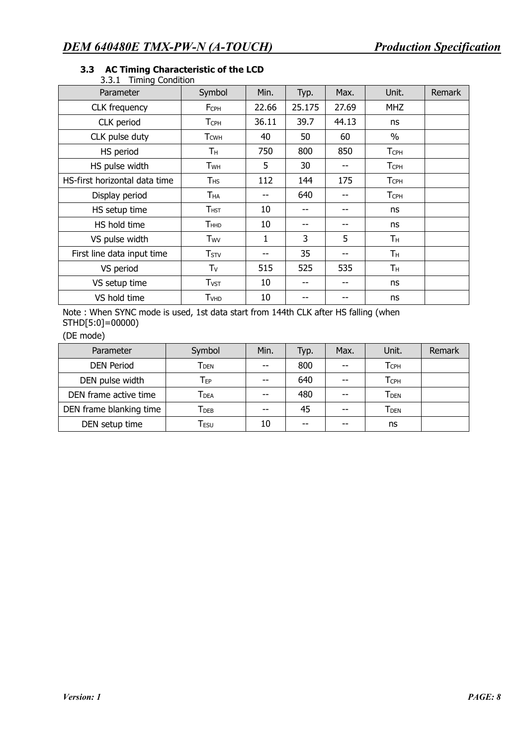### 3.3 AC Timing Characteristic of the LCD

#### 3.3.1 Timing Condition

| Parameter | Symbol | Min. | Typ. | Max. | Unit. | Remark |
|---|---|---|---|---|---|---|
| CLK frequency | $F_{CPH}$ | 22.66 | 25.175 | 27.69 | MHZ | |
| CLK period | $T_{CPH}$ | 36.11 | 39.7 | 44.13 | ns | |
| CLK pulse duty | $T_{CWH}$ | 40 | 50 | 60 | % | |
| HS period | $T_H$ | 750 | 800 | 850 | $T_{CPH}$ | |
| HS pulse width | $T_{WH}$ | 5 | 30 | -- | $T_{CPH}$ | |
| HS-first horizontal data time | $T_{HS}$ | 112 | 144 | 175 | $T_{CPH}$ | |
| Display period | $T_{HA}$ | -- | 640 | -- | $T_{CPH}$ | |
| HS setup time | $T_{HST}$ | 10 | -- | -- | ns | |
| HS hold time | $T_{HHD}$ | 10 | -- | -- | ns | |
| VS pulse width | $T_{WV}$ | 1 | 3 | 5 | $T_H$ | |
| First line data input time | $T_{STV}$ | -- | 35 | -- | $T_H$ | |
| VS period | $T_V$ | 515 | 525 | 535 | $T_H$ | |
| VS setup time | $T_{VST}$ | 10 | -- | -- | ns | |
| VS hold time | $T_{VHD}$ | 10 | -- | -- | ns | |

Note : When SYNC mode is used, 1st data start from 144th CLK after HS falling (when STHD[5:0]=00000)

(DE mode)

| Parameter | Symbol | Min. | Typ. | Max. | Unit. | Remark |
|---|---|---|---|---|---|---|
| DEN Period | $T_{DEN}$ | -- | 800 | -- | $T_{CPH}$ | |
| DEN pulse width | $T_{EP}$ | -- | 640 | -- | $T_{CPH}$ | |
| DEN frame active time | $T_{DEA}$ | -- | 480 | -- | $T_{DEN}$ | |
| DEN frame blanking time | $T_{DEB}$ | -- | 45 | -- | $T_{DEN}$ | |
| DEN setup time | $T_{ESU}$ | 10 | -- | -- | ns | |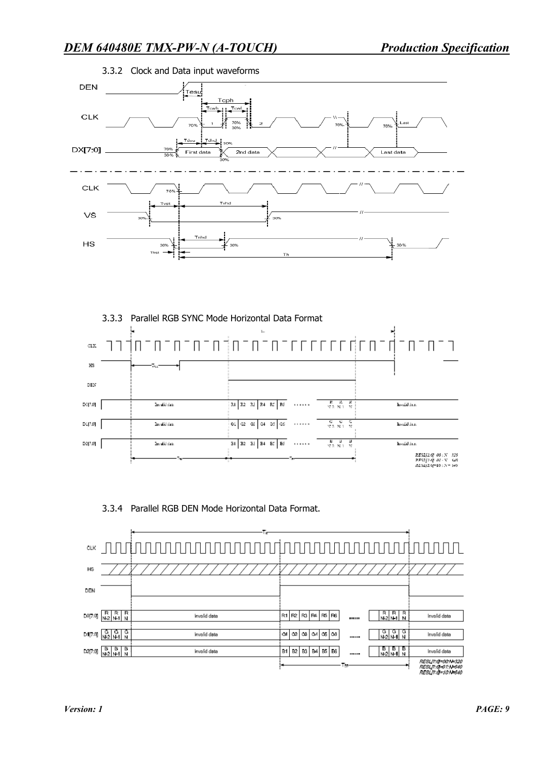### 3.3.2 Clock and Data input waveforms

DEN

Tesu

Tcph

Tcwh Tcwl

CLK

70% 1 70% 30% 2 70% Last 70%

Tdsu Tdhd 30%

DX[7:0]

70% 30% First data 2nd data Last data 30%

CLK

70%

Tvst Tvhd

VS

30% 30%

Thhd

HS

30% 30% 30%

Thst Th

### 3.3.3 Parallel RGB SYNC Mode Horizontal Data Format

CLK

HS

DEN

D0[7:0] Invalid data R1 R2 R3 R4 R5 R6 ...... R N-2 R N-1 R N Invalid data

D1[7:0] Invalid data G1 G2 G3 G4 G5 G6 ...... G N-2 G N-1 G N Invalid data

D2[7:0] Invalid data B1 B2 B3 B4 B5 B6 ...... B N-2 B N-1 B N Invalid data

RESL[1:0]=00 : N=320
RESL[1:0]=01 : N=640
RESL[1:0]=10 : N=640

### 3.3.4 Parallel RGB DEN Mode Horizontal Data Format.

CLK

HS

DEN

D0[7:0] R N-2 R N-1 R N Invalid data R1 R2 R3 R4 R5 R6 ...... R N-2 R N-1 R N Invalid data

D1[7:0] G N-2 G N-1 G N Invalid data G1 G2 G3 G4 G5 G6 ...... G N-2 G N-1 G N Invalid data

D2[7:0] B N-2 B N-1 B N Invalid data B1 B2 B3 B4 B5 B6 ...... B N-2 B N-1 B N Invalid data

RESL[1:0]=00:N=320
RESL[1:0]=01:N=640
RESL[1:0]=10:N=640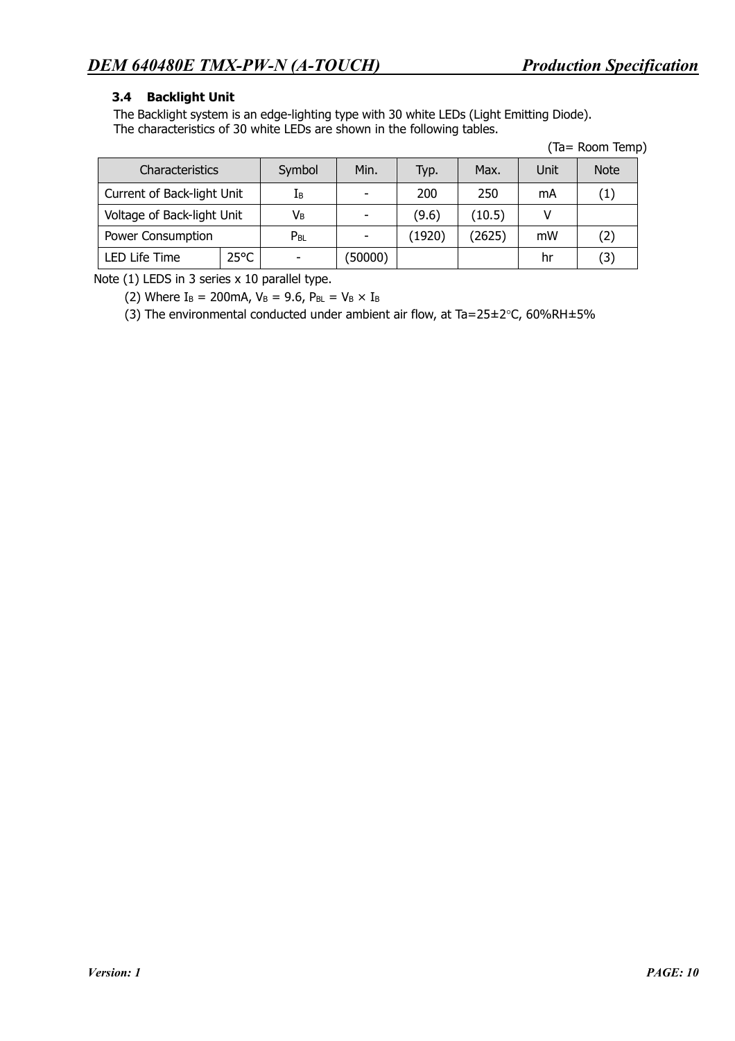### 3.4 Backlight Unit

The Backlight system is an edge-lighting type with 30 white LEDs (Light Emitting Diode).
The characteristics of 30 white LEDs are shown in the following tables.

(Ta= Room Temp)

| Characteristics | | Symbol | Min. | Typ. | Max. | Unit | Note |
|---|---|---|---|---|---|---|---|
| Current of Back-light Unit | | $I_B$ | - | 200 | 250 | mA | (1) |
| Voltage of Back-light Unit | | $V_B$ | - | (9.6) | (10.5) | V | |
| Power Consumption | | $P_{BL}$ | - | (1920) | (2625) | mW | (2) |
| LED Life Time | 25°C | - | (50000) | | | hr | (3) |

Note (1) LEDS in 3 series x 10 parallel type.

(2) Where $I_B$ = 200mA, $V_B$ = 9.6, $P_{BL} = V_B \times I_B$

(3) The environmental conducted under ambient air flow, at Ta=25±2°C, 60%RH±5%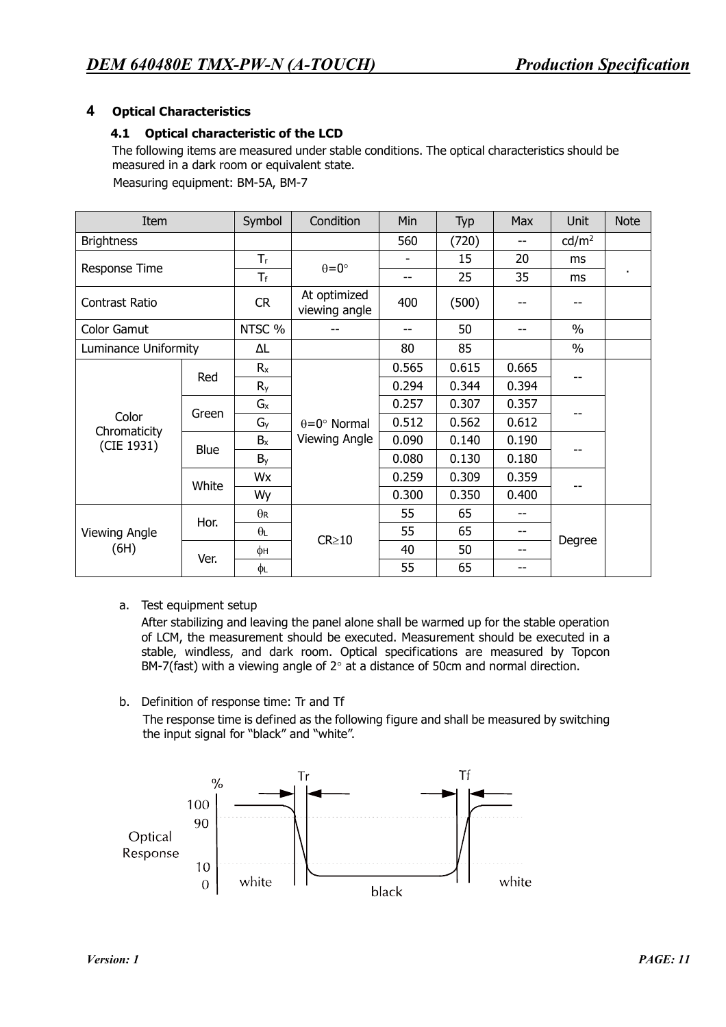## 4 Optical Characteristics

### 4.1 Optical characteristic of the LCD

The following items are measured under stable conditions. The optical characteristics should be measured in a dark room or equivalent state.

Measuring equipment: BM-5A, BM-7

| Item | | Symbol | Condition | Min | Typ | Max | Unit | Note |
|---|---|---|---|---|---|---|---|---|
| Brightness | | | | 560 | (720) | -- | cd/m$^2$ | |
| Response Time | | $T_r$ | $\theta$=0° | - | 15 | 20 | ms | . |
| | | $T_f$ | | -- | 25 | 35 | ms | |
| Contrast Ratio | | CR | At optimized viewing angle | 400 | (500) | -- | -- | |
| Color Gamut | | NTSC % | -- | -- | 50 | -- | % | |
| Luminance Uniformity | | ΔL | | 80 | 85 | | % | |
| Color Chromaticity (CIE 1931) | Red | $R_x$ | $\theta$=0° Normal Viewing Angle | 0.565 | 0.615 | 0.665 | -- | |
| | | $R_y$ | | 0.294 | 0.344 | 0.394 | | |
| | Green | $G_x$ | | 0.257 | 0.307 | 0.357 | -- | |
| | | $G_y$ | | 0.512 | 0.562 | 0.612 | | |
| | Blue | $B_x$ | | 0.090 | 0.140 | 0.190 | -- | |
| | | $B_y$ | | 0.080 | 0.130 | 0.180 | | |
| | White | Wx | | 0.259 | 0.309 | 0.359 | -- | |
| | | Wy | | 0.300 | 0.350 | 0.400 | | |
| Viewing Angle (6H) | Hor. | $\theta_R$ | CR≥10 | 55 | 65 | -- | Degree | |
| | | $\theta_L$ | | 55 | 65 | -- | | |
| | Ver. | $\phi_H$ | | 40 | 50 | -- | | |
| | | $\phi_L$ | | 55 | 65 | -- | | |

a. Test equipment setup

After stabilizing and leaving the panel alone shall be warmed up for the stable operation of LCM, the measurement should be executed. Measurement should be executed in a stable, windless, and dark room. Optical specifications are measured by Topcon BM-7(fast) with a viewing angle of 2° at a distance of 50cm and normal direction.

b. Definition of response time: Tr and Tf

The response time is defined as the following figure and shall be measured by switching the input signal for "black" and "white".

Optical Response (%): 100, 90, 10, 0 — white → black → white; Tr, Tf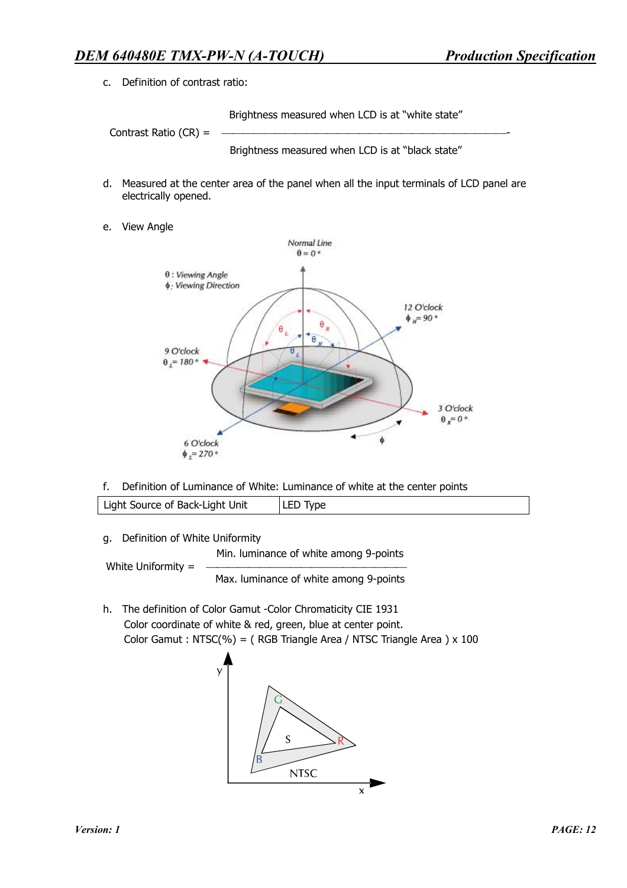c. Definition of contrast ratio:

$$\text{Contrast Ratio (CR)} = \frac{\text{Brightness measured when LCD is at "white state"}}{\text{Brightness measured when LCD is at "black state"}}$$

d. Measured at the center area of the panel when all the input terminals of LCD panel are electrically opened.

e. View Angle

f. Definition of Luminance of White: Luminance of white at the center points

| Light Source of Back-Light Unit | LED Type |
|---|---|

g. Definition of White Uniformity

$$\text{White Uniformity} = \frac{\text{Min. luminance of white among 9-points}}{\text{Max. luminance of white among 9-points}}$$

h. The definition of Color Gamut -Color Chromaticity CIE 1931
Color coordinate of white & red, green, blue at center point.
Color Gamut : NTSC(%) = ( RGB Triangle Area / NTSC Triangle Area ) x 100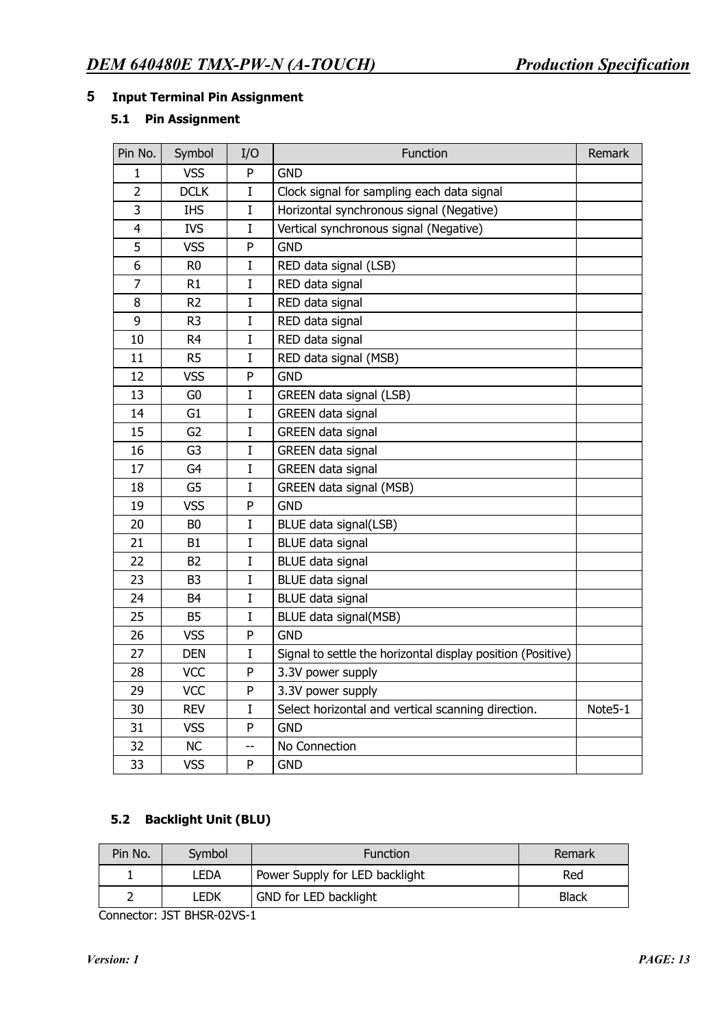# 5 Input Terminal Pin Assignment

## 5.1 Pin Assignment

| Pin No. | Symbol | I/O | Function | Remark |
|---|---|---|---|---|
| 1 | VSS | P | GND | |
| 2 | DCLK | I | Clock signal for sampling each data signal | |
| 3 | IHS | I | Horizontal synchronous signal (Negative) | |
| 4 | IVS | I | Vertical synchronous signal (Negative) | |
| 5 | VSS | P | GND | |
| 6 | R0 | I | RED data signal (LSB) | |
| 7 | R1 | I | RED data signal | |
| 8 | R2 | I | RED data signal | |
| 9 | R3 | I | RED data signal | |
| 10 | R4 | I | RED data signal | |
| 11 | R5 | I | RED data signal (MSB) | |
| 12 | VSS | P | GND | |
| 13 | G0 | I | GREEN data signal (LSB) | |
| 14 | G1 | I | GREEN data signal | |
| 15 | G2 | I | GREEN data signal | |
| 16 | G3 | I | GREEN data signal | |
| 17 | G4 | I | GREEN data signal | |
| 18 | G5 | I | GREEN data signal (MSB) | |
| 19 | VSS | P | GND | |
| 20 | B0 | I | BLUE data signal(LSB) | |
| 21 | B1 | I | BLUE data signal | |
| 22 | B2 | I | BLUE data signal | |
| 23 | B3 | I | BLUE data signal | |
| 24 | B4 | I | BLUE data signal | |
| 25 | B5 | I | BLUE data signal(MSB) | |
| 26 | VSS | P | GND | |
| 27 | DEN | I | Signal to settle the horizontal display position (Positive) | |
| 28 | VCC | P | 3.3V power supply | |
| 29 | VCC | P | 3.3V power supply | |
| 30 | REV | I | Select horizontal and vertical scanning direction. | Note5-1 |
| 31 | VSS | P | GND | |
| 32 | NC | -- | No Connection | |
| 33 | VSS | P | GND | |

## 5.2 Backlight Unit (BLU)

| Pin No. | Symbol | Function | Remark |
|---|---|---|---|
| 1 | LEDA | Power Supply for LED backlight | Red |
| 2 | LEDK | GND for LED backlight | Black |

Connector: JST BHSR-02VS-1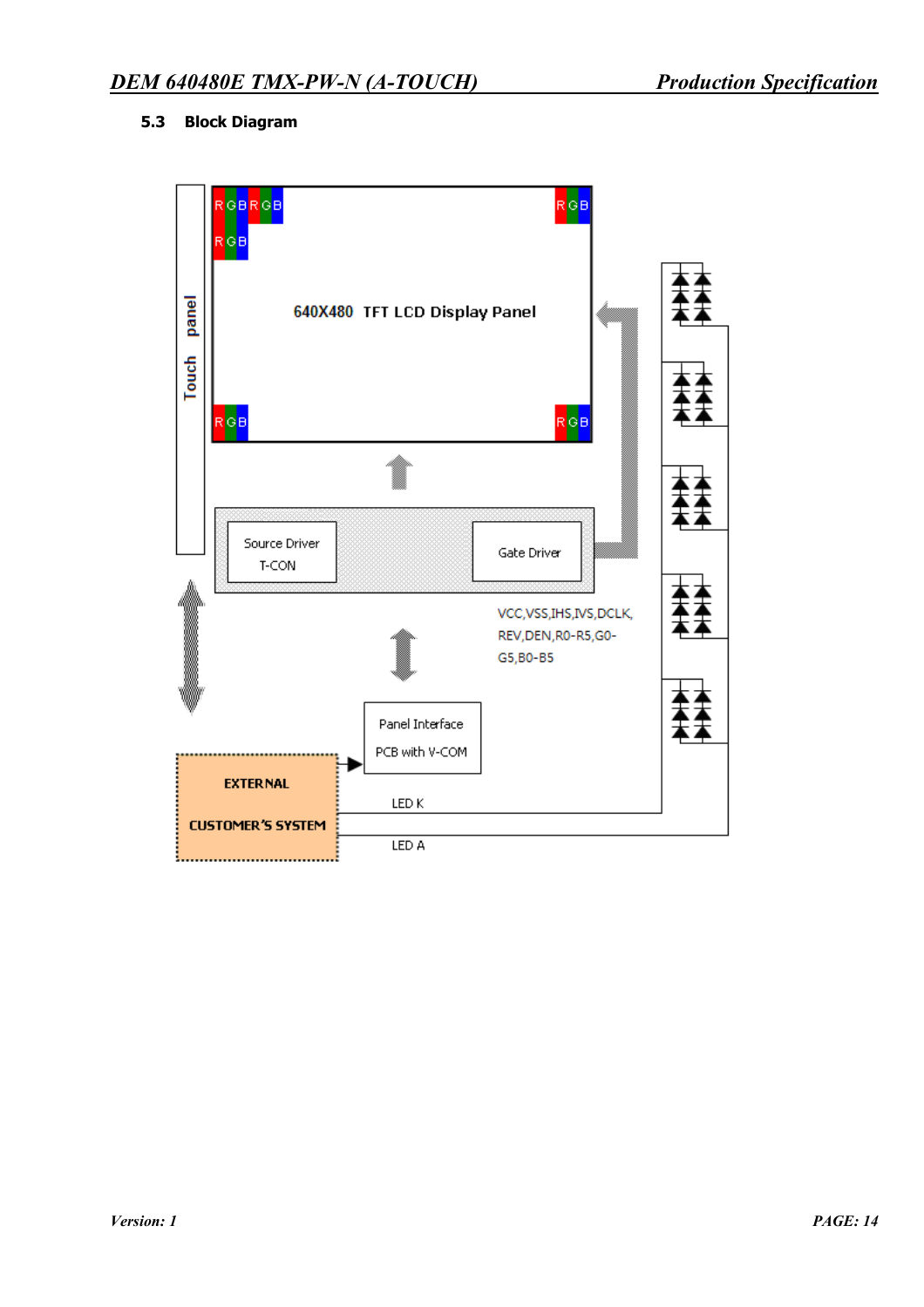### 5.3 Block Diagram

RGBRGB
RGB
RGB
RGB
RGB

640X480 TFT LCD Display Panel

Touch panel

Source Driver
T-CON

Gate Driver

VCC,VSS,IHS,IVS,DCLK,
REV,DEN,R0-R5,G0-
G5,B0-B5

Panel Interface
PCB with V-COM

EXTERNAL
CUSTOMER'S SYSTEM

LED K

LED A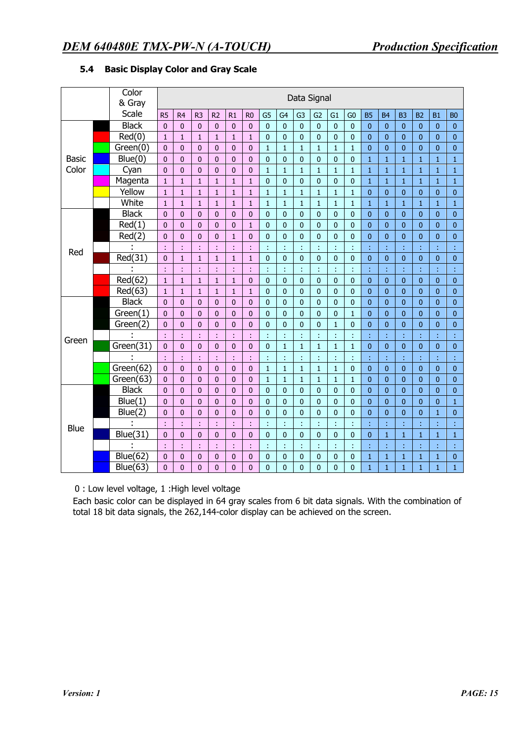### 5.4 Basic Display Color and Gray Scale

| | Color & Gray Scale | R5 | R4 | R3 | R2 | R1 | R0 | G5 | G4 | G3 | G2 | G1 | G0 | B5 | B4 | B3 | B2 | B1 | B0 |
|---|---|---|---|---|---|---|---|---|---|---|---|---|---|---|---|---|---|---|---|
| Basic Color | Black | 0 | 0 | 0 | 0 | 0 | 0 | 0 | 0 | 0 | 0 | 0 | 0 | 0 | 0 | 0 | 0 | 0 | 0 |
| | Red(0) | 1 | 1 | 1 | 1 | 1 | 1 | 0 | 0 | 0 | 0 | 0 | 0 | 0 | 0 | 0 | 0 | 0 | 0 |
| | Green(0) | 0 | 0 | 0 | 0 | 0 | 0 | 1 | 1 | 1 | 1 | 1 | 1 | 0 | 0 | 0 | 0 | 0 | 0 |
| | Blue(0) | 0 | 0 | 0 | 0 | 0 | 0 | 0 | 0 | 0 | 0 | 0 | 0 | 1 | 1 | 1 | 1 | 1 | 1 |
| | Cyan | 0 | 0 | 0 | 0 | 0 | 0 | 1 | 1 | 1 | 1 | 1 | 1 | 1 | 1 | 1 | 1 | 1 | 1 |
| | Magenta | 1 | 1 | 1 | 1 | 1 | 1 | 0 | 0 | 0 | 0 | 0 | 0 | 1 | 1 | 1 | 1 | 1 | 1 |
| | Yellow | 1 | 1 | 1 | 1 | 1 | 1 | 1 | 1 | 1 | 1 | 1 | 1 | 0 | 0 | 0 | 0 | 0 | 0 |
| | White | 1 | 1 | 1 | 1 | 1 | 1 | 1 | 1 | 1 | 1 | 1 | 1 | 1 | 1 | 1 | 1 | 1 | 1 |
| Red | Black | 0 | 0 | 0 | 0 | 0 | 0 | 0 | 0 | 0 | 0 | 0 | 0 | 0 | 0 | 0 | 0 | 0 | 0 |
| | Red(1) | 0 | 0 | 0 | 0 | 0 | 1 | 0 | 0 | 0 | 0 | 0 | 0 | 0 | 0 | 0 | 0 | 0 | 0 |
| | Red(2) | 0 | 0 | 0 | 0 | 1 | 0 | 0 | 0 | 0 | 0 | 0 | 0 | 0 | 0 | 0 | 0 | 0 | 0 |
| | : | : | : | : | : | : | : | : | : | : | : | : | : | : | : | : | : | : | : |
| | Red(31) | 0 | 1 | 1 | 1 | 1 | 1 | 0 | 0 | 0 | 0 | 0 | 0 | 0 | 0 | 0 | 0 | 0 | 0 |
| | : | : | : | : | : | : | : | : | : | : | : | : | : | : | : | : | : | : | : |
| | Red(62) | 1 | 1 | 1 | 1 | 1 | 0 | 0 | 0 | 0 | 0 | 0 | 0 | 0 | 0 | 0 | 0 | 0 | 0 |
| | Red(63) | 1 | 1 | 1 | 1 | 1 | 1 | 0 | 0 | 0 | 0 | 0 | 0 | 0 | 0 | 0 | 0 | 0 | 0 |
| Green | Black | 0 | 0 | 0 | 0 | 0 | 0 | 0 | 0 | 0 | 0 | 0 | 0 | 0 | 0 | 0 | 0 | 0 | 0 |
| | Green(1) | 0 | 0 | 0 | 0 | 0 | 0 | 0 | 0 | 0 | 0 | 0 | 1 | 0 | 0 | 0 | 0 | 0 | 0 |
| | Green(2) | 0 | 0 | 0 | 0 | 0 | 0 | 0 | 0 | 0 | 0 | 1 | 0 | 0 | 0 | 0 | 0 | 0 | 0 |
| | : | : | : | : | : | : | : | : | : | : | : | : | : | : | : | : | : | : | : |
| | Green(31) | 0 | 0 | 0 | 0 | 0 | 0 | 0 | 1 | 1 | 1 | 1 | 1 | 0 | 0 | 0 | 0 | 0 | 0 |
| | : | : | : | : | : | : | : | : | : | : | : | : | : | : | : | : | : | : | : |
| | Green(62) | 0 | 0 | 0 | 0 | 0 | 0 | 1 | 1 | 1 | 1 | 1 | 0 | 0 | 0 | 0 | 0 | 0 | 0 |
| | Green(63) | 0 | 0 | 0 | 0 | 0 | 0 | 1 | 1 | 1 | 1 | 1 | 1 | 0 | 0 | 0 | 0 | 0 | 0 |
| Blue | Black | 0 | 0 | 0 | 0 | 0 | 0 | 0 | 0 | 0 | 0 | 0 | 0 | 0 | 0 | 0 | 0 | 0 | 0 |
| | Blue(1) | 0 | 0 | 0 | 0 | 0 | 0 | 0 | 0 | 0 | 0 | 0 | 0 | 0 | 0 | 0 | 0 | 0 | 1 |
| | Blue(2) | 0 | 0 | 0 | 0 | 0 | 0 | 0 | 0 | 0 | 0 | 0 | 0 | 0 | 0 | 0 | 0 | 1 | 0 |
| | : | : | : | : | : | : | : | : | : | : | : | : | : | : | : | : | : | : | : |
| | Blue(31) | 0 | 0 | 0 | 0 | 0 | 0 | 0 | 0 | 0 | 0 | 0 | 0 | 0 | 1 | 1 | 1 | 1 | 1 |
| | : | : | : | : | : | : | : | : | : | : | : | : | : | : | : | : | : | : | : |
| | Blue(62) | 0 | 0 | 0 | 0 | 0 | 0 | 0 | 0 | 0 | 0 | 0 | 0 | 1 | 1 | 1 | 1 | 1 | 0 |
| | Blue(63) | 0 | 0 | 0 | 0 | 0 | 0 | 0 | 0 | 0 | 0 | 0 | 0 | 1 | 1 | 1 | 1 | 1 | 1 |

0 : Low level voltage, 1 :High level voltage

Each basic color can be displayed in 64 gray scales from 6 bit data signals. With the combination of total 18 bit data signals, the 262,144-color display can be achieved on the screen.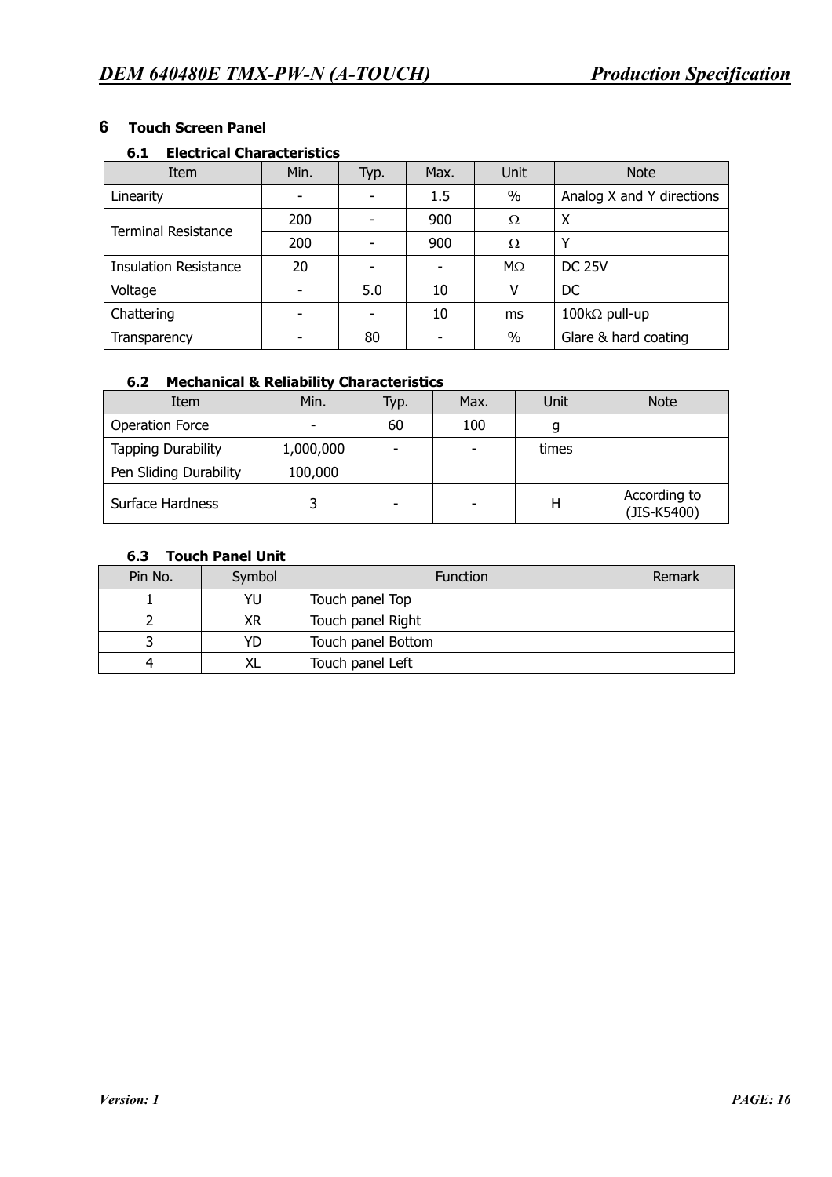# 6 Touch Screen Panel

## 6.1 Electrical Characteristics

| Item | Min. | Typ. | Max. | Unit | Note |
|---|---|---|---|---|---|
| Linearity | - | - | 1.5 | % | Analog X and Y directions |
| Terminal Resistance | 200 | - | 900 | Ω | X |
| | 200 | - | 900 | Ω | Y |
| Insulation Resistance | 20 | - | - | MΩ | DC 25V |
| Voltage | - | 5.0 | 10 | V | DC |
| Chattering | - | - | 10 | ms | 100kΩ pull-up |
| Transparency | - | 80 | - | % | Glare & hard coating |

## 6.2 Mechanical & Reliability Characteristics

| Item | Min. | Typ. | Max. | Unit | Note |
|---|---|---|---|---|---|
| Operation Force | - | 60 | 100 | g | |
| Tapping Durability | 1,000,000 | - | - | times | |
| Pen Sliding Durability | 100,000 | | | | |
| Surface Hardness | 3 | - | - | H | According to (JIS-K5400) |

## 6.3 Touch Panel Unit

| Pin No. | Symbol | Function | Remark |
|---|---|---|---|
| 1 | YU | Touch panel Top | |
| 2 | XR | Touch panel Right | |
| 3 | YD | Touch panel Bottom | |
| 4 | XL | Touch panel Left | |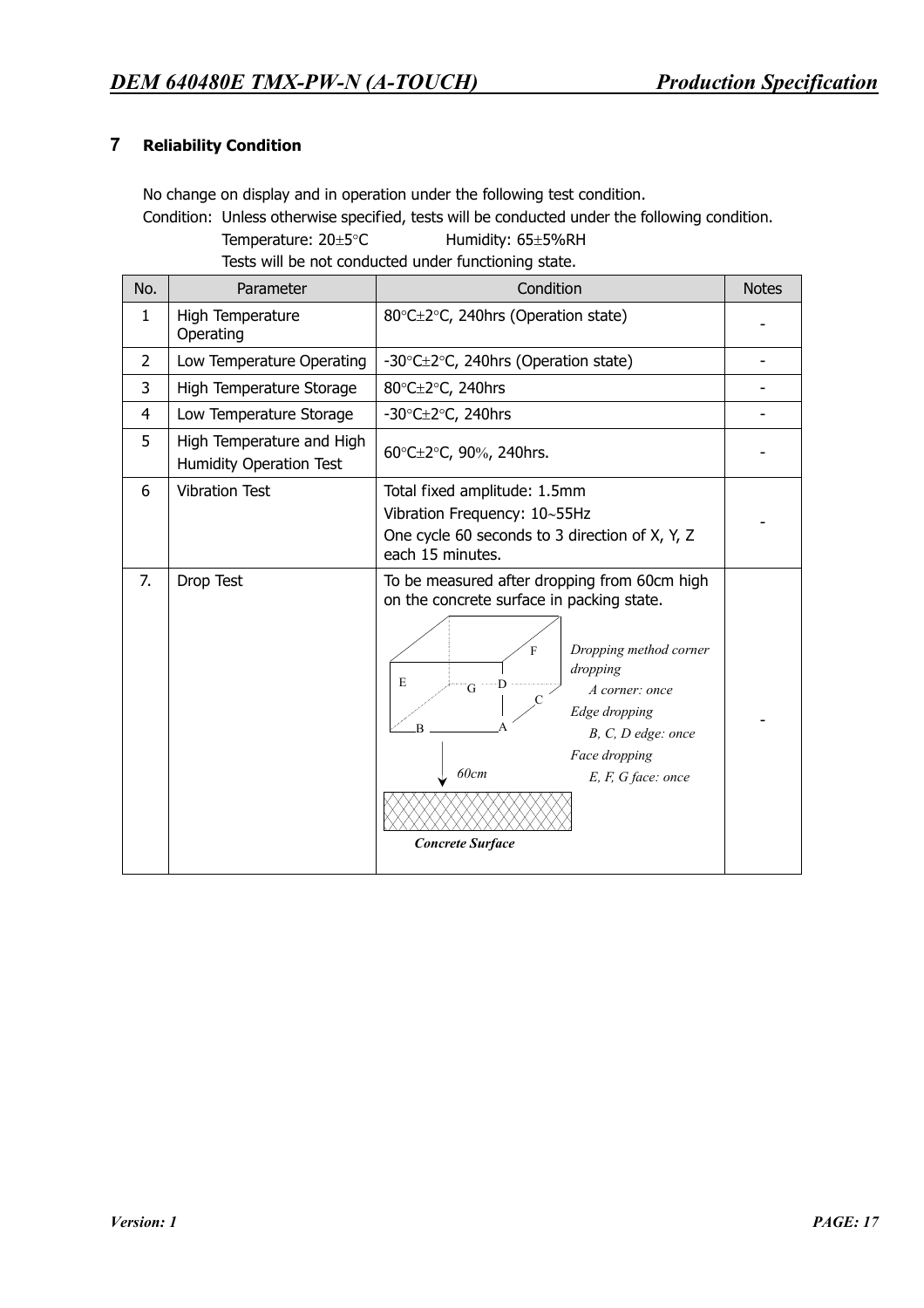## 7 Reliability Condition

No change on display and in operation under the following test condition.

Condition: Unless otherwise specified, tests will be conducted under the following condition.

Temperature: 20±5°C Humidity: 65±5%RH

Tests will be not conducted under functioning state.

| No. | Parameter | Condition | Notes |
|---|---|---|---|
| 1 | High Temperature Operating | 80°C±2°C, 240hrs (Operation state) | - |
| 2 | Low Temperature Operating | -30°C±2°C, 240hrs (Operation state) | - |
| 3 | High Temperature Storage | 80°C±2°C, 240hrs | - |
| 4 | Low Temperature Storage | -30°C±2°C, 240hrs | - |
| 5 | High Temperature and High Humidity Operation Test | 60°C±2°C, 90%, 240hrs. | - |
| 6 | Vibration Test | Total fixed amplitude: 1.5mm<br>Vibration Frequency: 10~55Hz<br>One cycle 60 seconds to 3 direction of X, Y, Z each 15 minutes. | - |
| 7. | Drop Test | To be measured after dropping from 60cm high on the concrete surface in packing state.<br>*Dropping method corner dropping*<br>*A corner: once*<br>*Edge dropping*<br>*B, C, D edge: once*<br>*Face dropping*<br>*E, F, G face: once*<br>*60cm*<br>***Concrete Surface*** | - |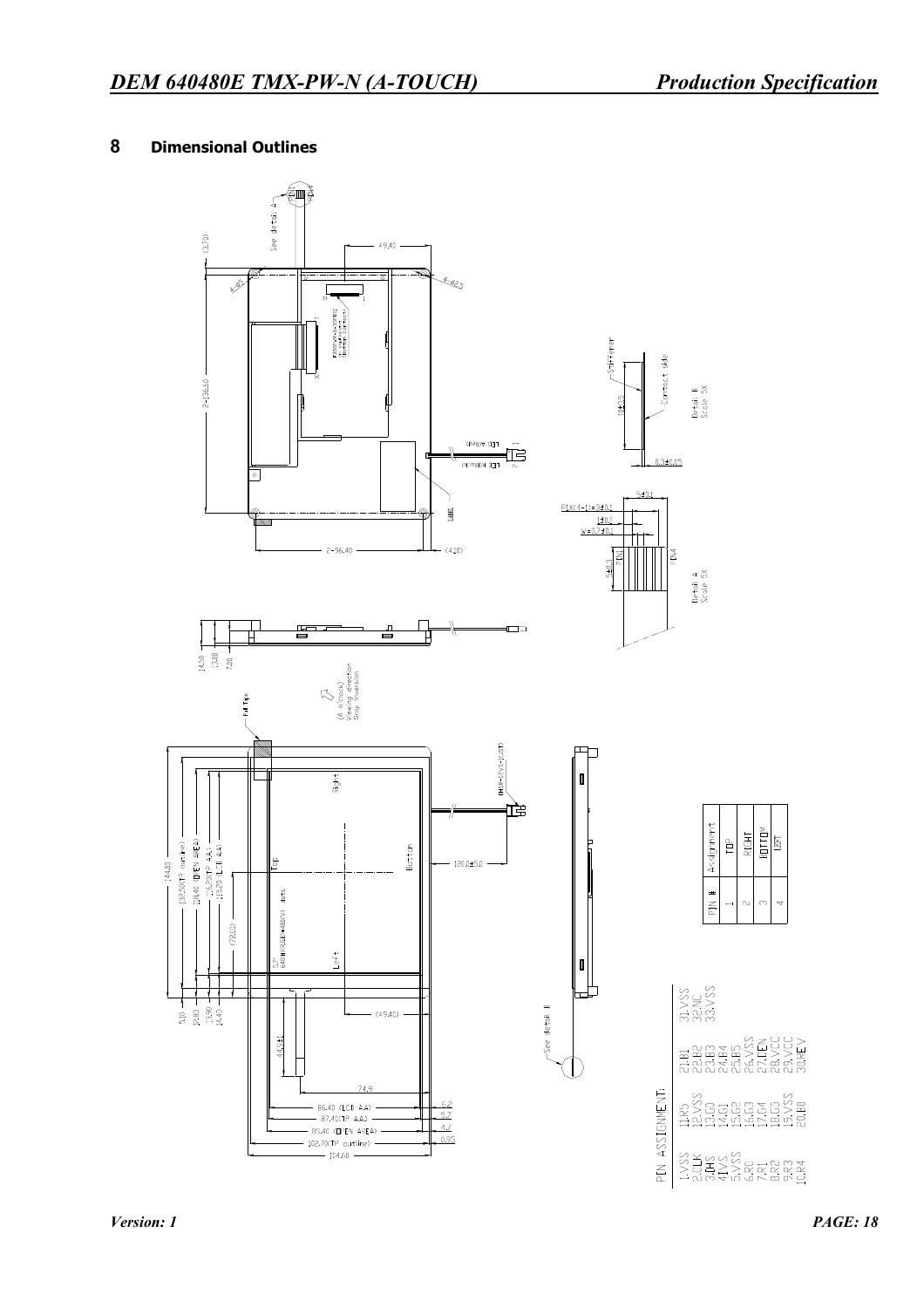## 8 Dimensional Outlines

| PIN # | Assignment |
|---|---|
| 1 | TOP |
| 2 | RIGHT |
| 3 | BOTTOM |
| 4 | LEFT |

PIN ASSIGNMENT:

| | | | |
|---|---|---|---|
| 1.VSS | 11.R5 | 21.B1 | 31.VSS |
| 2.CLK | 12.VSS | 22.B2 | 32.NC |
| 3.HS | 13.G0 | 23.B3 | 33.VSS |
| 4.VS | 14.G1 | 24.B4 | |
| 5.VSS | 15.G2 | 25.B5 | |
| 6.R0 | 16.G3 | 26.VSS | |
| 7.R1 | 17.G4 | 27.DEN | |
| 8.R2 | 18.G5 | 28.VCC | |
| 9.R3 | 19.VSS | 29.VCC | |
| 10.R4 | 20.B0 | 30.REV | |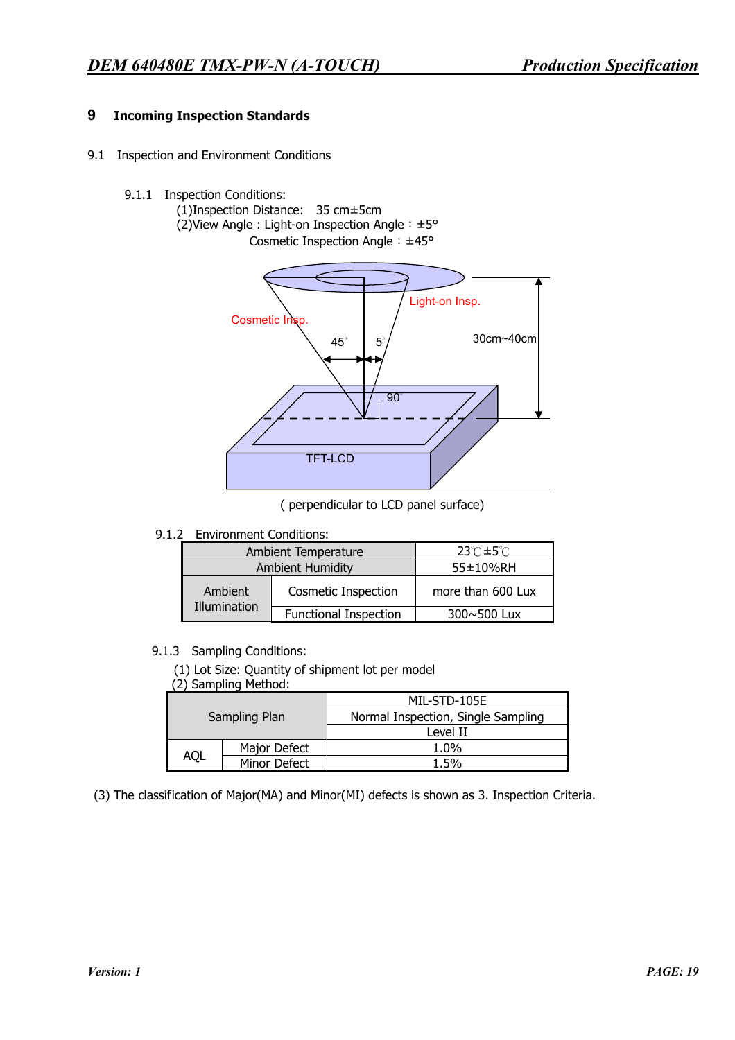## 9 Incoming Inspection Standards

### 9.1 Inspection and Environment Conditions

#### 9.1.1 Inspection Conditions:

(1)Inspection Distance: 35 cm±5cm

(2)View Angle : Light-on Inspection Angle：±5°

Cosmetic Inspection Angle：±45°

Cosmetic Insp.

Light-on Insp.

45° 5°

30cm~40cm

90°

TFT-LCD

( perpendicular to LCD panel surface)

#### 9.1.2 Environment Conditions:

| Ambient Temperature | | 23℃±5℃ |
|---|---|---|
| Ambient Humidity | | 55±10%RH |
| Ambient Illumination | Cosmetic Inspection | more than 600 Lux |
| | Functional Inspection | 300~500 Lux |

#### 9.1.3 Sampling Conditions:

(1) Lot Size: Quantity of shipment lot per model

(2) Sampling Method:

| Sampling Plan | | MIL-STD-105E |
|---|---|---|
| | | Normal Inspection, Single Sampling |
| | | Level II |
| AQL | Major Defect | 1.0% |
| | Minor Defect | 1.5% |

(3) The classification of Major(MA) and Minor(MI) defects is shown as 3. Inspection Criteria.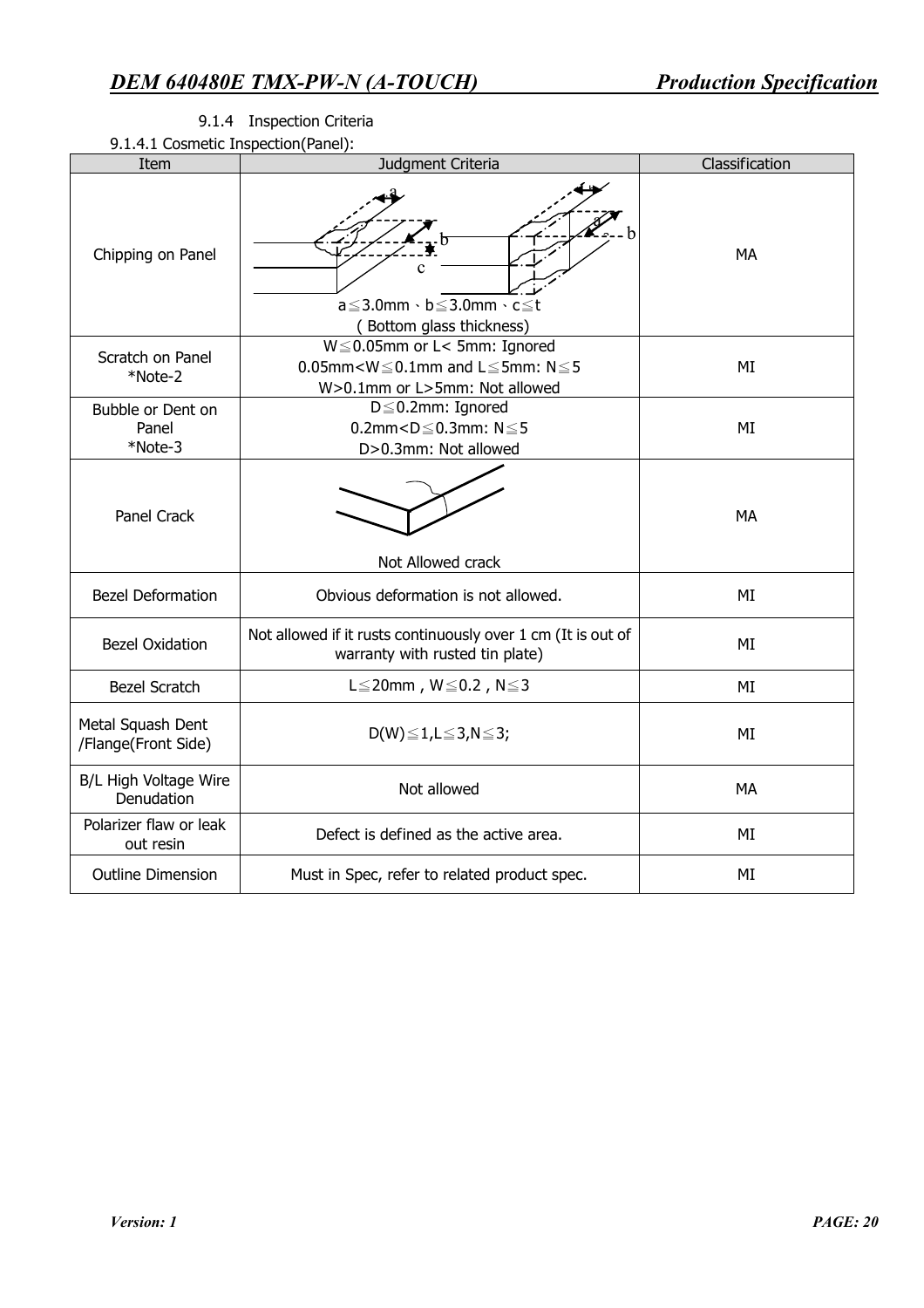9.1.4 Inspection Criteria

9.1.4.1 Cosmetic Inspection(Panel):

| Item | Judgment Criteria | Classification |
|---|---|---|
| Chipping on Panel | a≦3.0mm、b≦3.0mm、c≦t ( Bottom glass thickness) | MA |
| Scratch on Panel *Note-2 | W≦0.05mm or L< 5mm: Ignored<br>0.05mm<W≦0.1mm and L≦5mm: N≦5<br>W>0.1mm or L>5mm: Not allowed | MI |
| Bubble or Dent on Panel *Note-3 | D≦0.2mm: Ignored<br>0.2mm<D≦0.3mm: N≦5<br>D>0.3mm: Not allowed | MI |
| Panel Crack | Not Allowed crack | MA |
| Bezel Deformation | Obvious deformation is not allowed. | MI |
| Bezel Oxidation | Not allowed if it rusts continuously over 1 cm (It is out of warranty with rusted tin plate) | MI |
| Bezel Scratch | L≦20mm , W≦0.2 , N≦3 | MI |
| Metal Squash Dent /Flange(Front Side) | D(W)≦1,L≦3,N≦3; | MI |
| B/L High Voltage Wire Denudation | Not allowed | MA |
| Polarizer flaw or leak out resin | Defect is defined as the active area. | MI |
| Outline Dimension | Must in Spec, refer to related product spec. | MI |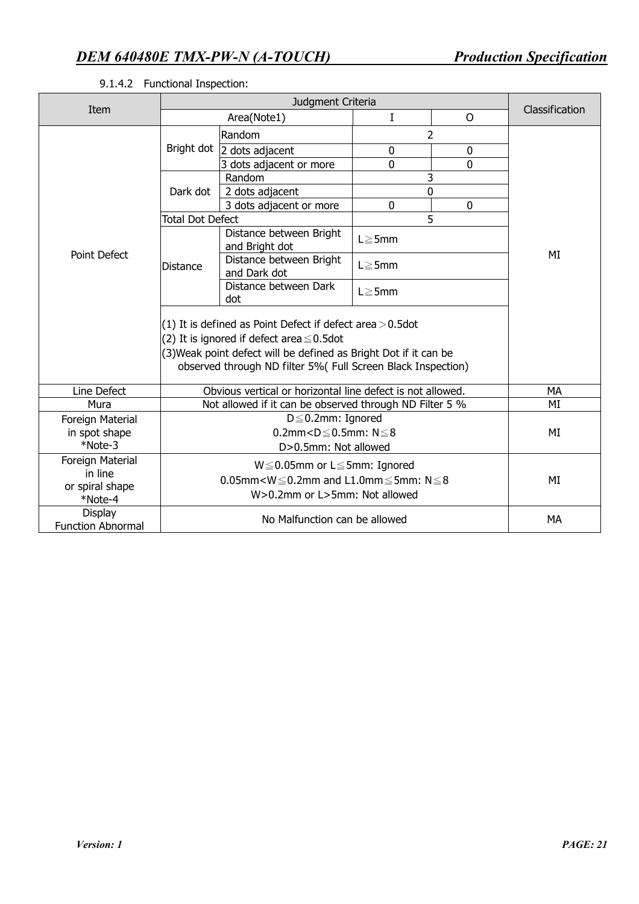9.1.4.2 Functional Inspection:

| Item | Judgment Criteria | | | | | Classification |
|---|---|---|---|---|---|---|
| | Area(Note1) | | | I | O | |
| Point Defect | Bright dot | Random | | 2 | | MI |
| | | 2 dots adjacent | | 0 | 0 | |
| | | 3 dots adjacent or more | | 0 | 0 | |
| | Dark dot | Random | | 3 | | |
| | | 2 dots adjacent | | 0 | | |
| | | 3 dots adjacent or more | | 0 | 0 | |
| | Total Dot Defect | | | 5 | | |
| | Distance | Distance between Bright and Bright dot | | L≧5mm | | |
| | | Distance between Bright and Dark dot | | L≧5mm | | |
| | | Distance between Dark dot | | L≧5mm | | |
| | (1) It is defined as Point Defect if defect area＞0.5dot<br>(2) It is ignored if defect area≦0.5dot<br>(3)Weak point defect will be defined as Bright Dot if it can be observed through ND filter 5%( Full Screen Black Inspection) | | | | | |
| Line Defect | Obvious vertical or horizontal line defect is not allowed. | | | | | MA |
| Mura | Not allowed if it can be observed through ND Filter 5 % | | | | | MI |
| Foreign Material in spot shape *Note-3 | D≦0.2mm: Ignored<br>0.2mm<D≦0.5mm: N≦8<br>D>0.5mm: Not allowed | | | | | MI |
| Foreign Material in line or spiral shape *Note-4 | W≦0.05mm or L≦5mm: Ignored<br>0.05mm<W≦0.2mm and L1.0mm≦5mm: N≦8<br>W>0.2mm or L>5mm: Not allowed | | | | | MI |
| Display Function Abnormal | No Malfunction can be allowed | | | | | MA |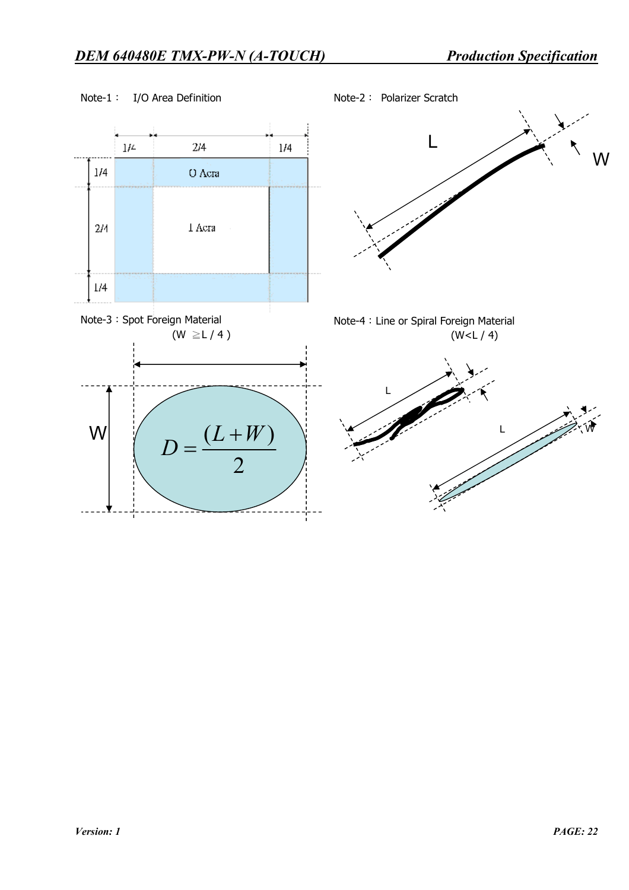Note-1： I/O Area Definition

1/4
2/4
1/4
1/4
O Acra
2/4
1 Acra
1/4

Note-2： Polarizer Scratch

L
W

Note-3：Spot Foreign Material
(W ≧L / 4 )

W

$$D = \frac{(L+W)}{2}$$

Note-4：Line or Spiral Foreign Material
(W<L / 4)

L
L
W